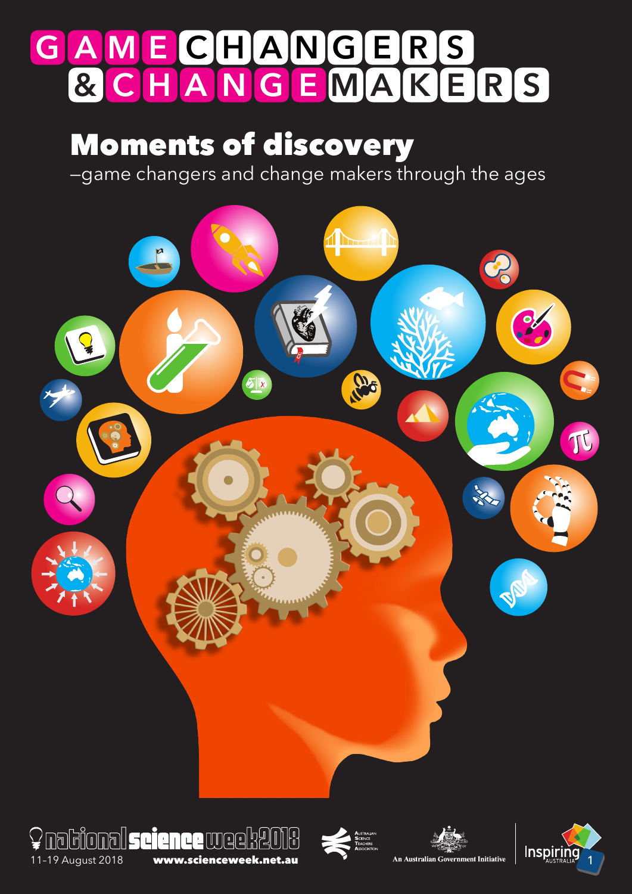# GAME CHANGERS & CHANGEMAKERS

## Moments of discovery

–game changers and change makers through the ages

national science week 2018

11–19 August 2018

www.scienceweek.net.au

Australian Science Teachers Association

An Australian Government Initiative

Inspiring Australia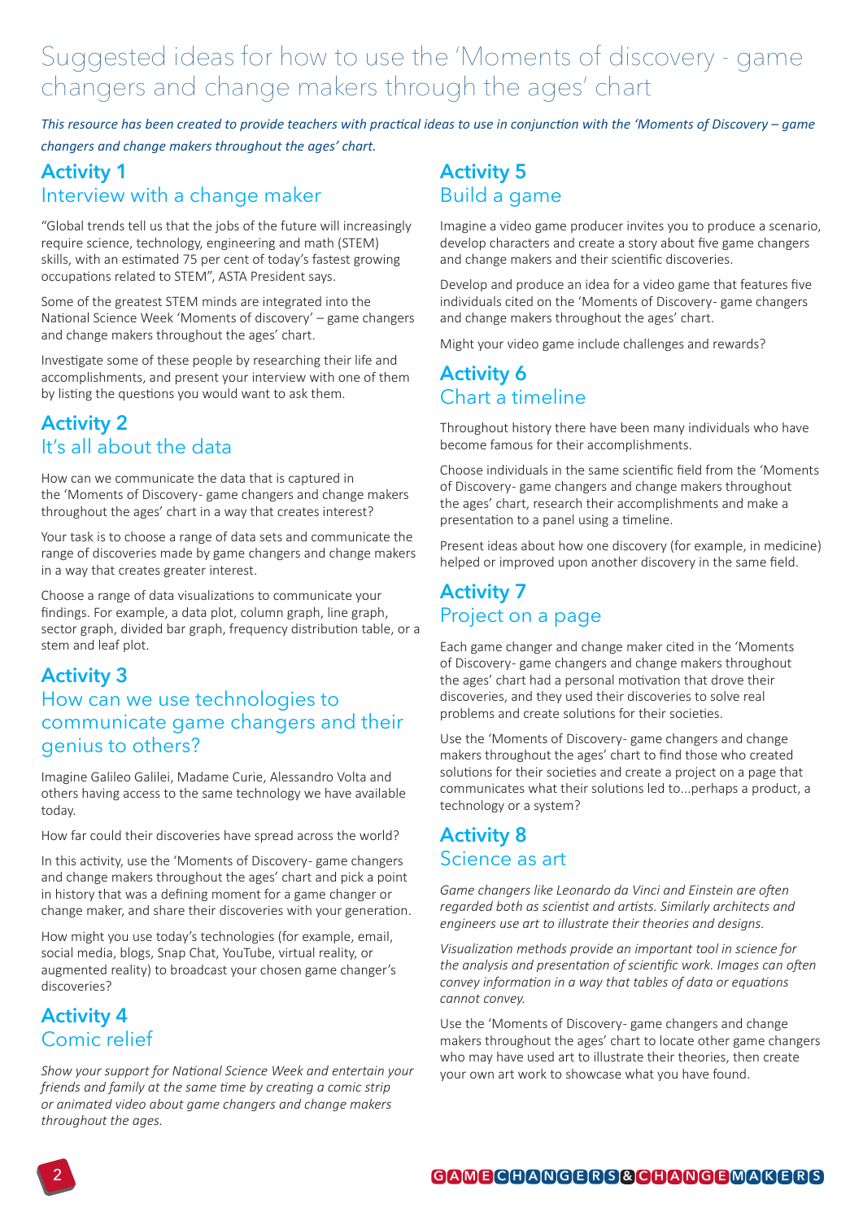# Suggested ideas for how to use the 'Moments of discovery - game changers and change makers through the ages' chart

*This resource has been created to provide teachers with practical ideas to use in conjunction with the 'Moments of Discovery – game changers and change makers throughout the ages' chart.*

## Activity 1
### Interview with a change maker

"Global trends tell us that the jobs of the future will increasingly require science, technology, engineering and math (STEM) skills, with an estimated 75 per cent of today's fastest growing occupations related to STEM", ASTA President says.

Some of the greatest STEM minds are integrated into the National Science Week 'Moments of discovery' – game changers and change makers throughout the ages' chart.

Investigate some of these people by researching their life and accomplishments, and present your interview with one of them by listing the questions you would want to ask them.

## Activity 2
### It's all about the data

How can we communicate the data that is captured in the 'Moments of Discovery- game changers and change makers throughout the ages' chart in a way that creates interest?

Your task is to choose a range of data sets and communicate the range of discoveries made by game changers and change makers in a way that creates greater interest.

Choose a range of data visualizations to communicate your findings. For example, a data plot, column graph, line graph, sector graph, divided bar graph, frequency distribution table, or a stem and leaf plot.

## Activity 3
### How can we use technologies to communicate game changers and their genius to others?

Imagine Galileo Galilei, Madame Curie, Alessandro Volta and others having access to the same technology we have available today.

How far could their discoveries have spread across the world?

In this activity, use the 'Moments of Discovery- game changers and change makers throughout the ages' chart and pick a point in history that was a defining moment for a game changer or change maker, and share their discoveries with your generation.

How might you use today's technologies (for example, email, social media, blogs, Snap Chat, YouTube, virtual reality, or augmented reality) to broadcast your chosen game changer's discoveries?

## Activity 4
### Comic relief

*Show your support for National Science Week and entertain your friends and family at the same time by creating a comic strip or animated video about game changers and change makers throughout the ages.*

## Activity 5
### Build a game

Imagine a video game producer invites you to produce a scenario, develop characters and create a story about five game changers and change makers and their scientific discoveries.

Develop and produce an idea for a video game that features five individuals cited on the 'Moments of Discovery- game changers and change makers throughout the ages' chart.

Might your video game include challenges and rewards?

## Activity 6
### Chart a timeline

Throughout history there have been many individuals who have become famous for their accomplishments.

Choose individuals in the same scientific field from the 'Moments of Discovery- game changers and change makers throughout the ages' chart, research their accomplishments and make a presentation to a panel using a timeline.

Present ideas about how one discovery (for example, in medicine) helped or improved upon another discovery in the same field.

## Activity 7
### Project on a page

Each game changer and change maker cited in the 'Moments of Discovery- game changers and change makers throughout the ages' chart had a personal motivation that drove their discoveries, and they used their discoveries to solve real problems and create solutions for their societies.

Use the 'Moments of Discovery- game changers and change makers throughout the ages' chart to find those who created solutions for their societies and create a project on a page that communicates what their solutions led to...perhaps a product, a technology or a system?

## Activity 8
### Science as art

*Game changers like Leonardo da Vinci and Einstein are often regarded both as scientist and artists. Similarly architects and engineers use art to illustrate their theories and designs.*

*Visualization methods provide an important tool in science for the analysis and presentation of scientific work. Images can often convey information in a way that tables of data or equations cannot convey.*

Use the 'Moments of Discovery- game changers and change makers throughout the ages' chart to locate other game changers who may have used art to illustrate their theories, then create your own art work to showcase what you have found.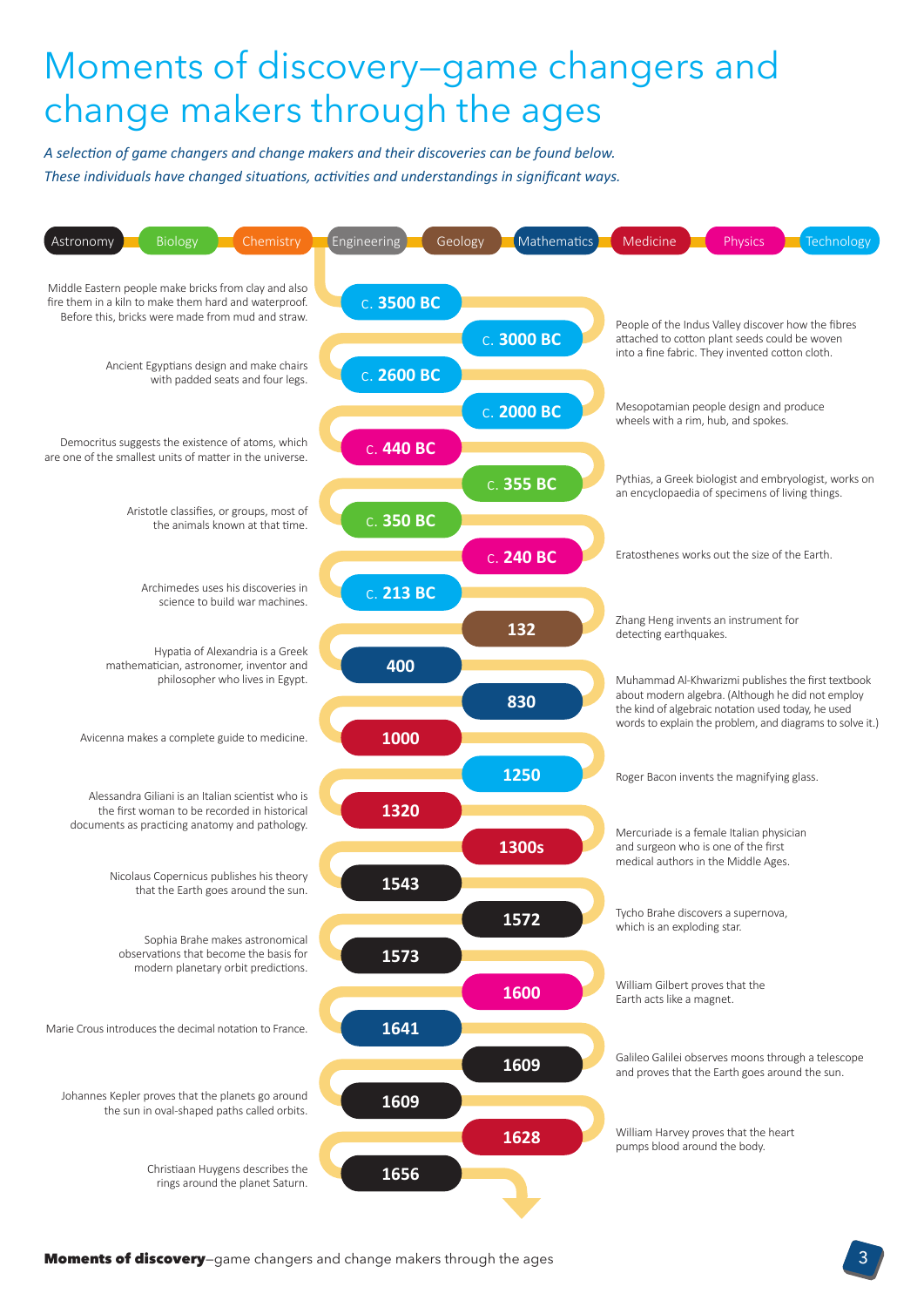# Moments of discovery–game changers and change makers through the ages

*A selection of game changers and change makers and their discoveries can be found below. These individuals have changed situations, activities and understandings in significant ways.*

Astronomy | Biology | Chemistry | Engineering | Geology | Mathematics | Medicine | Physics | Technology

- **c. 3500 BC** – Middle Eastern people make bricks from clay and also fire them in a kiln to make them hard and waterproof. Before this, bricks were made from mud and straw.
- **c. 3000 BC** – People of the Indus Valley discover how the fibres attached to cotton plant seeds could be woven into a fine fabric. They invented cotton cloth.
- **c. 2600 BC** – Ancient Egyptians design and make chairs with padded seats and four legs.
- **c. 2000 BC** – Mesopotamian people design and produce wheels with a rim, hub, and spokes.
- **c. 440 BC** – Democritus suggests the existence of atoms, which are one of the smallest units of matter in the universe.
- **c. 355 BC** – Pythias, a Greek biologist and embryologist, works on an encyclopaedia of specimens of living things.
- **c. 350 BC** – Aristotle classifies, or groups, most of the animals known at that time.
- **c. 240 BC** – Eratosthenes works out the size of the Earth.
- **c. 213 BC** – Archimedes uses his discoveries in science to build war machines.
- **132** – Zhang Heng invents an instrument for detecting earthquakes.
- **400** – Hypatia of Alexandria is a Greek mathematician, astronomer, inventor and philosopher who lives in Egypt.
- **830** – Muhammad Al-Khwarizmi publishes the first textbook about modern algebra. (Although he did not employ the kind of algebraic notation used today, he used words to explain the problem, and diagrams to solve it.)
- **1000** – Avicenna makes a complete guide to medicine.
- **1250** – Roger Bacon invents the magnifying glass.
- **1320** – Alessandra Giliani is an Italian scientist who is the first woman to be recorded in historical documents as practicing anatomy and pathology.
- **1300s** – Mercuriade is a female Italian physician and surgeon who is one of the first medical authors in the Middle Ages.
- **1543** – Nicolaus Copernicus publishes his theory that the Earth goes around the sun.
- **1572** – Tycho Brahe discovers a supernova, which is an exploding star.
- **1573** – Sophia Brahe makes astronomical observations that become the basis for modern planetary orbit predictions.
- **1600** – William Gilbert proves that the Earth acts like a magnet.
- **1641** – Marie Crous introduces the decimal notation to France.
- **1609** – Galileo Galilei observes moons through a telescope and proves that the Earth goes around the sun.
- **1609** – Johannes Kepler proves that the planets go around the sun in oval-shaped paths called orbits.
- **1628** – William Harvey proves that the heart pumps blood around the body.
- **1656** – Christiaan Huygens describes the rings around the planet Saturn.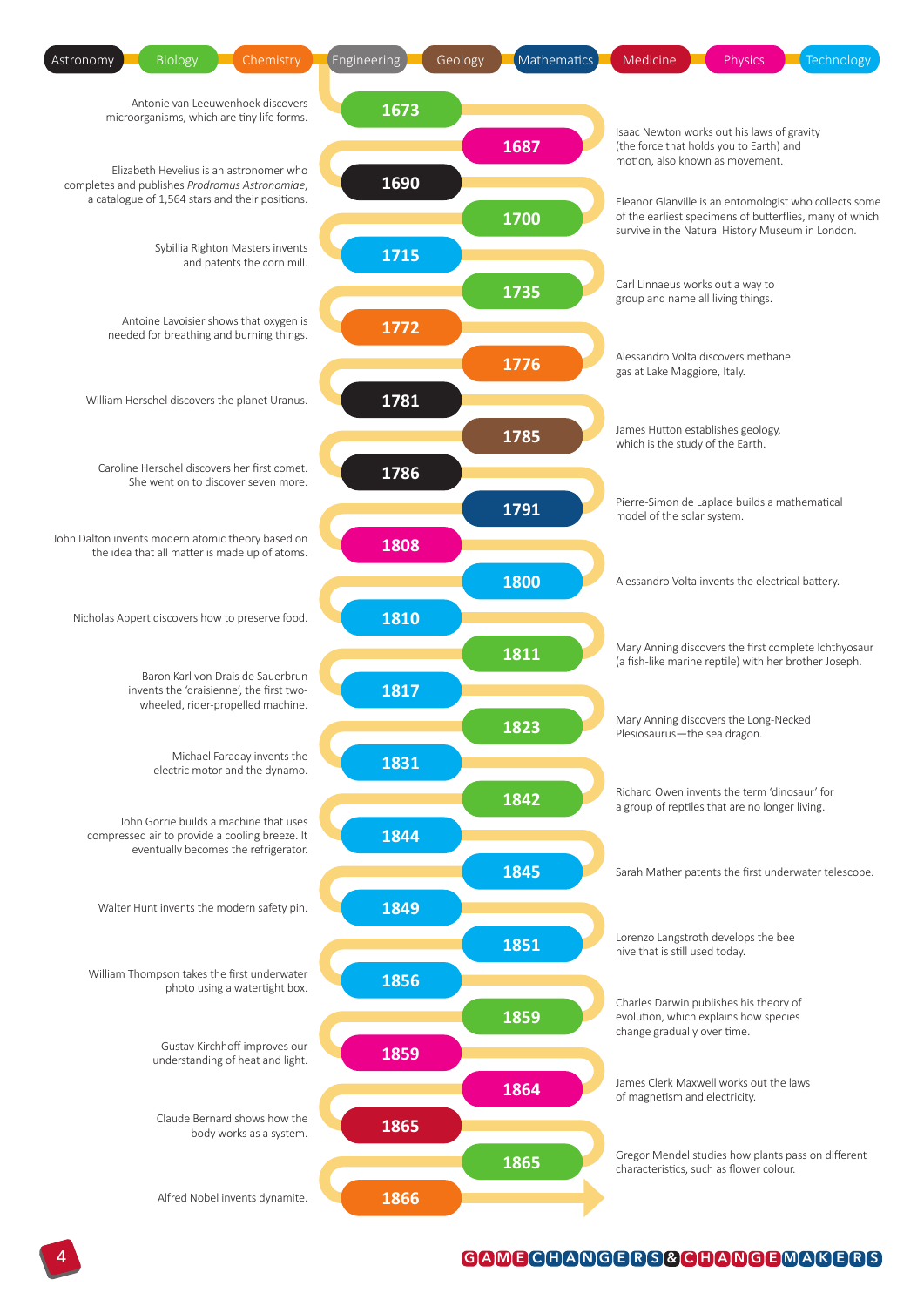Astronomy | Biology | Chemistry | Engineering | Geology | Mathematics | Medicine | Physics | Technology

- **1673** – Antonie van Leeuwenhoek discovers microorganisms, which are tiny life forms.
- **1687** – Isaac Newton works out his laws of gravity (the force that holds you to Earth) and motion, also known as movement.
- **1690** – Elizabeth Hevelius is an astronomer who completes and publishes *Prodromus Astronomiae*, a catalogue of 1,564 stars and their positions.
- **1700** – Eleanor Glanville is an entomologist who collects some of the earliest specimens of butterflies, many of which survive in the Natural History Museum in London.
- **1715** – Sybillia Righton Masters invents and patents the corn mill.
- **1735** – Carl Linnaeus works out a way to group and name all living things.
- **1772** – Antoine Lavoisier shows that oxygen is needed for breathing and burning things.
- **1776** – Alessandro Volta discovers methane gas at Lake Maggiore, Italy.
- **1781** – William Herschel discovers the planet Uranus.
- **1785** – James Hutton establishes geology, which is the study of the Earth.
- **1786** – Caroline Herschel discovers her first comet. She went on to discover seven more.
- **1791** – Pierre-Simon de Laplace builds a mathematical model of the solar system.
- **1808** – John Dalton invents modern atomic theory based on the idea that all matter is made up of atoms.
- **1800** – Alessandro Volta invents the electrical battery.
- **1810** – Nicholas Appert discovers how to preserve food.
- **1811** – Mary Anning discovers the first complete Ichthyosaur (a fish-like marine reptile) with her brother Joseph.
- **1817** – Baron Karl von Drais de Sauerbrun invents the 'draisienne', the first two-wheeled, rider-propelled machine.
- **1823** – Mary Anning discovers the Long-Necked Plesiosaurus—the sea dragon.
- **1831** – Michael Faraday invents the electric motor and the dynamo.
- **1842** – Richard Owen invents the term 'dinosaur' for a group of reptiles that are no longer living.
- **1844** – John Gorrie builds a machine that uses compressed air to provide a cooling breeze. It eventually becomes the refrigerator.
- **1845** – Sarah Mather patents the first underwater telescope.
- **1849** – Walter Hunt invents the modern safety pin.
- **1851** – Lorenzo Langstroth develops the bee hive that is still used today.
- **1856** – William Thompson takes the first underwater photo using a watertight box.
- **1859** – Charles Darwin publishes his theory of evolution, which explains how species change gradually over time.
- **1859** – Gustav Kirchhoff improves our understanding of heat and light.
- **1864** – James Clerk Maxwell works out the laws of magnetism and electricity.
- **1865** – Claude Bernard shows how the body works as a system.
- **1865** – Gregor Mendel studies how plants pass on different characteristics, such as flower colour.
- **1866** – Alfred Nobel invents dynamite.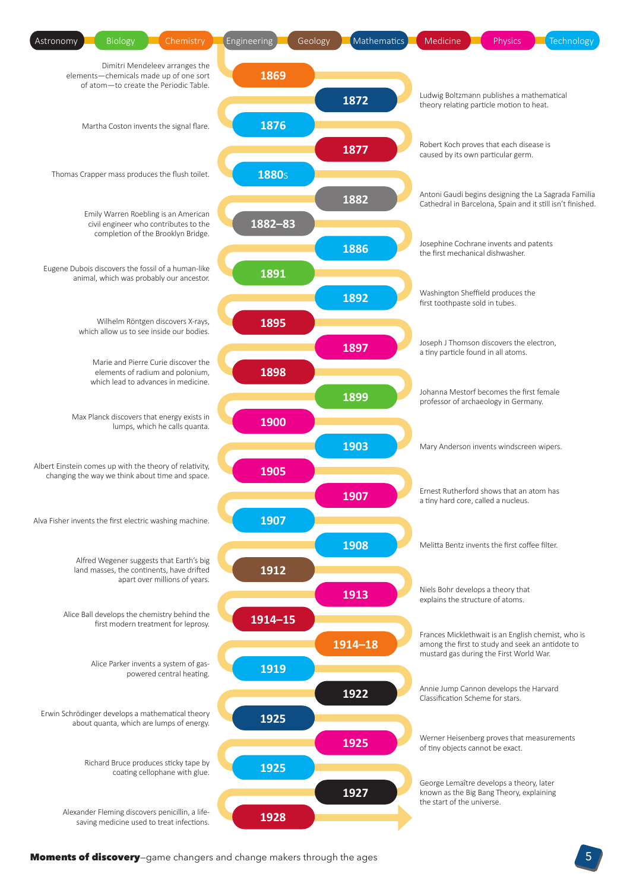Astronomy | Biology | Chemistry | Engineering | Geology | Mathematics | Medicine | Physics | Technology

- **1869** — Dimitri Mendeleev arranges the elements—chemicals made up of one sort of atom—to create the Periodic Table.
- **1872** — Ludwig Boltzmann publishes a mathematical theory relating particle motion to heat.
- **1876** — Martha Coston invents the signal flare.
- **1877** — Robert Koch proves that each disease is caused by its own particular germ.
- **1880s** — Thomas Crapper mass produces the flush toilet.
- **1882** — Antoni Gaudi begins designing the La Sagrada Familia Cathedral in Barcelona, Spain and it still isn't finished.
- **1882–83** — Emily Warren Roebling is an American civil engineer who contributes to the completion of the Brooklyn Bridge.
- **1886** — Josephine Cochrane invents and patents the first mechanical dishwasher.
- **1891** — Eugene Dubois discovers the fossil of a human-like animal, which was probably our ancestor.
- **1892** — Washington Sheffield produces the first toothpaste sold in tubes.
- **1895** — Wilhelm Röntgen discovers X-rays, which allow us to see inside our bodies.
- **1897** — Joseph J Thomson discovers the electron, a tiny particle found in all atoms.
- **1898** — Marie and Pierre Curie discover the elements of radium and polonium, which lead to advances in medicine.
- **1899** — Johanna Mestorf becomes the first female professor of archaeology in Germany.
- **1900** — Max Planck discovers that energy exists in lumps, which he calls quanta.
- **1903** — Mary Anderson invents windscreen wipers.
- **1905** — Albert Einstein comes up with the theory of relativity, changing the way we think about time and space.
- **1907** — Ernest Rutherford shows that an atom has a tiny hard core, called a nucleus.
- **1907** — Alva Fisher invents the first electric washing machine.
- **1908** — Melitta Bentz invents the first coffee filter.
- **1912** — Alfred Wegener suggests that Earth's big land masses, the continents, have drifted apart over millions of years.
- **1913** — Niels Bohr develops a theory that explains the structure of atoms.
- **1914–15** — Alice Ball develops the chemistry behind the first modern treatment for leprosy.
- **1914–18** — Frances Micklethwait is an English chemist, who is among the first to study and seek an antidote to mustard gas during the First World War.
- **1919** — Alice Parker invents a system of gas-powered central heating.
- **1922** — Annie Jump Cannon develops the Harvard Classification Scheme for stars.
- **1925** — Erwin Schrödinger develops a mathematical theory about quanta, which are lumps of energy.
- **1925** — Werner Heisenberg proves that measurements of tiny objects cannot be exact.
- **1925** — Richard Bruce produces sticky tape by coating cellophane with glue.
- **1927** — George Lemaître develops a theory, later known as the Big Bang Theory, explaining the start of the universe.
- **1928** — Alexander Fleming discovers penicillin, a life-saving medicine used to treat infections.

**Moments of discovery**—game changers and change makers through the ages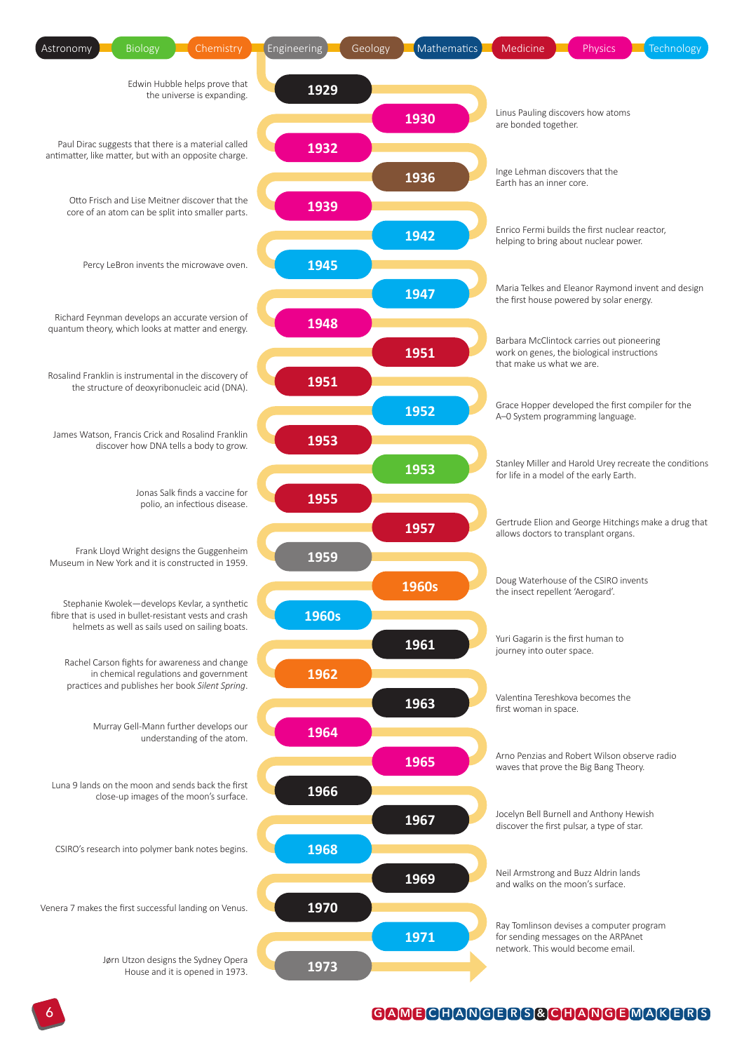Astronomy | Biology | Chemistry | Engineering | Geology | Mathematics | Medicine | Physics | Technology

**1929** Edwin Hubble helps prove that the universe is expanding.

**1930** Linus Pauling discovers how atoms are bonded together.

**1932** Paul Dirac suggests that there is a material called antimatter, like matter, but with an opposite charge.

**1936** Inge Lehman discovers that the Earth has an inner core.

**1939** Otto Frisch and Lise Meitner discover that the core of an atom can be split into smaller parts.

**1942** Enrico Fermi builds the first nuclear reactor, helping to bring about nuclear power.

**1945** Percy LeBron invents the microwave oven.

**1947** Maria Telkes and Eleanor Raymond invent and design the first house powered by solar energy.

**1948** Richard Feynman develops an accurate version of quantum theory, which looks at matter and energy.

**1951** Barbara McClintock carries out pioneering work on genes, the biological instructions that make us what we are.

**1951** Rosalind Franklin is instrumental in the discovery of the structure of deoxyribonucleic acid (DNA).

**1952** Grace Hopper developed the first compiler for the A–0 System programming language.

**1953** James Watson, Francis Crick and Rosalind Franklin discover how DNA tells a body to grow.

**1953** Stanley Miller and Harold Urey recreate the conditions for life in a model of the early Earth.

**1955** Jonas Salk finds a vaccine for polio, an infectious disease.

**1957** Gertrude Elion and George Hitchings make a drug that allows doctors to transplant organs.

**1959** Frank Lloyd Wright designs the Guggenheim Museum in New York and it is constructed in 1959.

**1960s** Doug Waterhouse of the CSIRO invents the insect repellent 'Aerogard'.

**1960s** Stephanie Kwolek—develops Kevlar, a synthetic fibre that is used in bullet-resistant vests and crash helmets as well as sails used on sailing boats.

**1961** Yuri Gagarin is the first human to journey into outer space.

**1962** Rachel Carson fights for awareness and change in chemical regulations and government practices and publishes her book *Silent Spring*.

**1963** Valentina Tereshkova becomes the first woman in space.

**1964** Murray Gell-Mann further develops our understanding of the atom.

**1965** Arno Penzias and Robert Wilson observe radio waves that prove the Big Bang Theory.

**1966** Luna 9 lands on the moon and sends back the first close-up images of the moon's surface.

**1967** Jocelyn Bell Burnell and Anthony Hewish discover the first pulsar, a type of star.

**1968** CSIRO's research into polymer bank notes begins.

**1969** Neil Armstrong and Buzz Aldrin lands and walks on the moon's surface.

**1970** Venera 7 makes the first successful landing on Venus.

**1971** Ray Tomlinson devises a computer program for sending messages on the ARPAnet network. This would become email.

**1973** Jørn Utzon designs the Sydney Opera House and it is opened in 1973.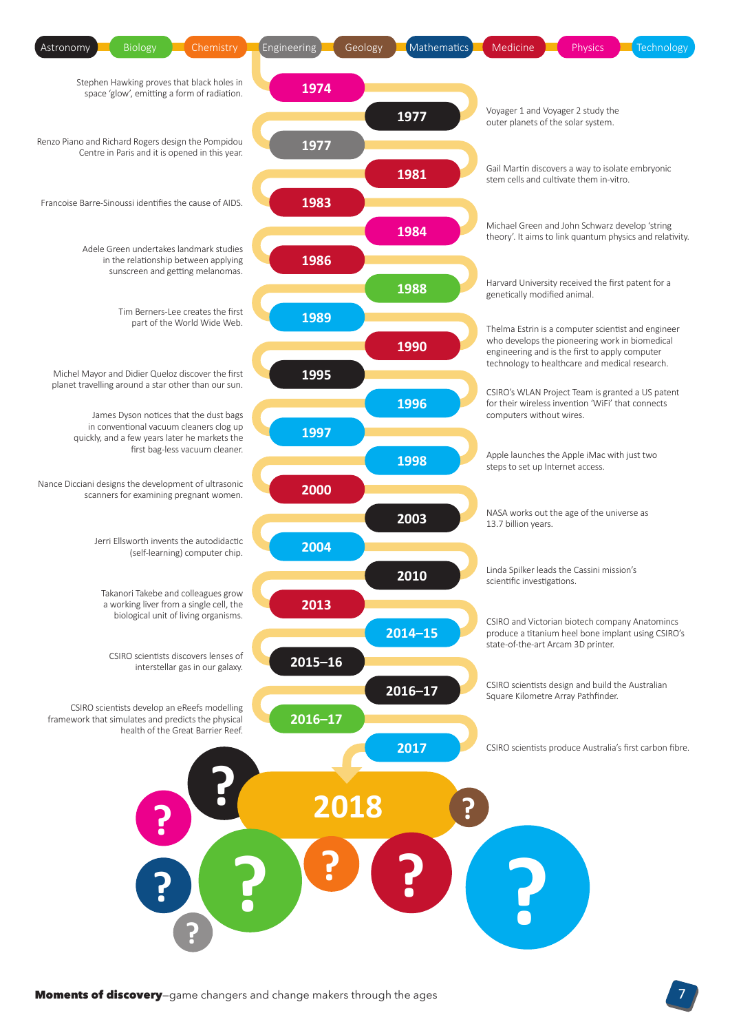Astronomy | Biology | Chemistry | Engineering | Geology | Mathematics | Medicine | Physics | Technology

**1974** — Stephen Hawking proves that black holes in space 'glow', emitting a form of radiation.

**1977** — Voyager 1 and Voyager 2 study the outer planets of the solar system.

**1977** — Renzo Piano and Richard Rogers design the Pompidou Centre in Paris and it is opened in this year.

**1981** — Gail Martin discovers a way to isolate embryonic stem cells and cultivate them in-vitro.

**1983** — Francoise Barre-Sinoussi identifies the cause of AIDS.

**1984** — Michael Green and John Schwarz develop 'string theory'. It aims to link quantum physics and relativity.

**1986** — Adele Green undertakes landmark studies in the relationship between applying sunscreen and getting melanomas.

**1988** — Harvard University received the first patent for a genetically modified animal.

**1989** — Tim Berners-Lee creates the first part of the World Wide Web.

**1990** — Thelma Estrin is a computer scientist and engineer who develops the pioneering work in biomedical engineering and is the first to apply computer technology to healthcare and medical research.

**1995** — Michel Mayor and Didier Queloz discover the first planet travelling around a star other than our sun.

**1996** — CSIRO's WLAN Project Team is granted a US patent for their wireless invention 'WiFi' that connects computers without wires.

**1997** — James Dyson notices that the dust bags in conventional vacuum cleaners clog up quickly, and a few years later he markets the first bag-less vacuum cleaner.

**1998** — Apple launches the Apple iMac with just two steps to set up Internet access.

**2000** — Nance Dicciani designs the development of ultrasonic scanners for examining pregnant women.

**2003** — NASA works out the age of the universe as 13.7 billion years.

**2004** — Jerri Ellsworth invents the autodidactic (self-learning) computer chip.

**2010** — Linda Spilker leads the Cassini mission's scientific investigations.

**2013** — Takanori Takebe and colleagues grow a working liver from a single cell, the biological unit of living organisms.

**2014–15** — CSIRO and Victorian biotech company Anatomincs produce a titanium heel bone implant using CSIRO's state-of-the-art Arcam 3D printer.

**2015–16** — CSIRO scientists discovers lenses of interstellar gas in our galaxy.

**2016–17** — CSIRO scientists design and build the Australian Square Kilometre Array Pathfinder.

**2016–17** — CSIRO scientists develop an eReefs modelling framework that simulates and predicts the physical health of the Great Barrier Reef.

**2017** — CSIRO scientists produce Australia's first carbon fibre.

**2018** ? ? ? ? ? ? ? ? ? ?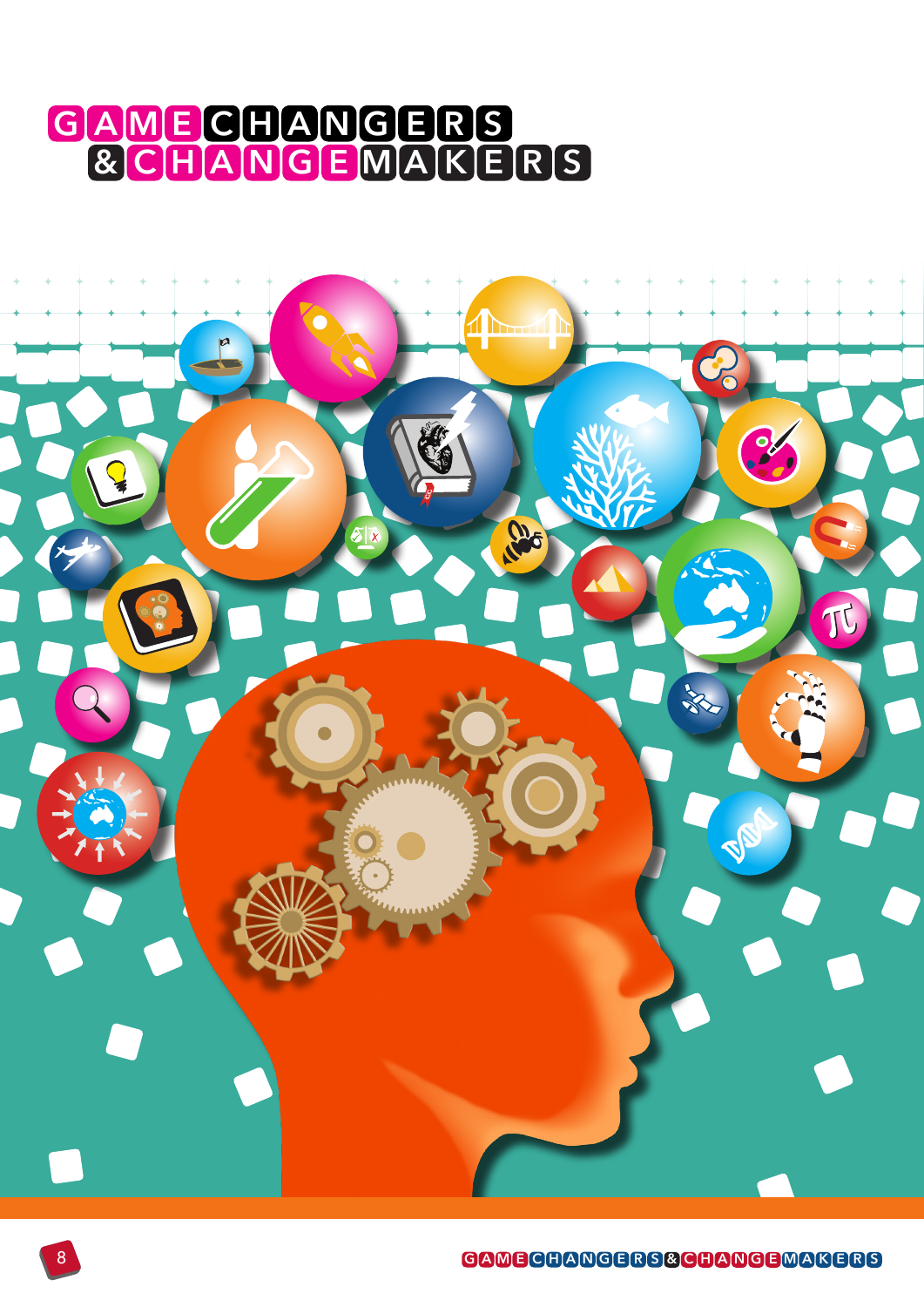# GAME CHANGERS & CHANGEMAKERS